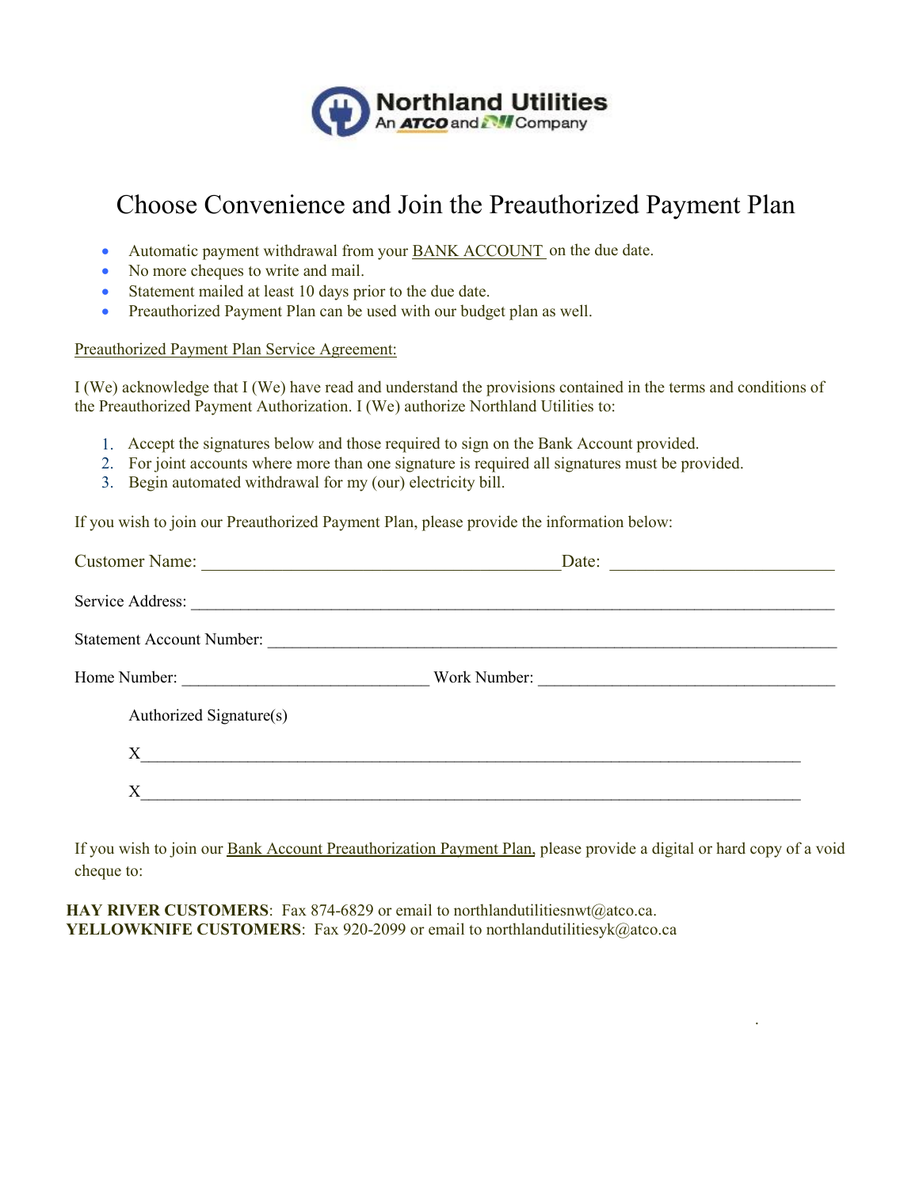**Northland Utilities**
An ATCO and NWT Company

# Choose Convenience and Join the Preauthorized Payment Plan

- Automatic payment withdrawal from your BANK ACCOUNT on the due date.
- No more cheques to write and mail.
- Statement mailed at least 10 days prior to the due date.
- Preauthorized Payment Plan can be used with our budget plan as well.

Preauthorized Payment Plan Service Agreement:

I (We) acknowledge that I (We) have read and understand the provisions contained in the terms and conditions of the Preauthorized Payment Authorization. I (We) authorize Northland Utilities to:

1. Accept the signatures below and those required to sign on the Bank Account provided.
2. For joint accounts where more than one signature is required all signatures must be provided.
3. Begin automated withdrawal for my (our) electricity bill.

If you wish to join our Preauthorized Payment Plan, please provide the information below:

Customer Name: ________________________________________ Date: ________________________

Service Address: ______________________________________________________________________

Statement Account Number: ______________________________________________________________

Home Number: ____________________________ Work Number: __________________________________

Authorized Signature(s)

X______________________________________________________________________________

X______________________________________________________________________________

If you wish to join our Bank Account Preauthorization Payment Plan, please provide a digital or hard copy of a void cheque to:

**HAY RIVER CUSTOMERS**: Fax 874-6829 or email to northlandutilitiesnwt@atco.ca.
**YELLOWKNIFE CUSTOMERS**: Fax 920-2099 or email to northlandutilitiesyk@atco.ca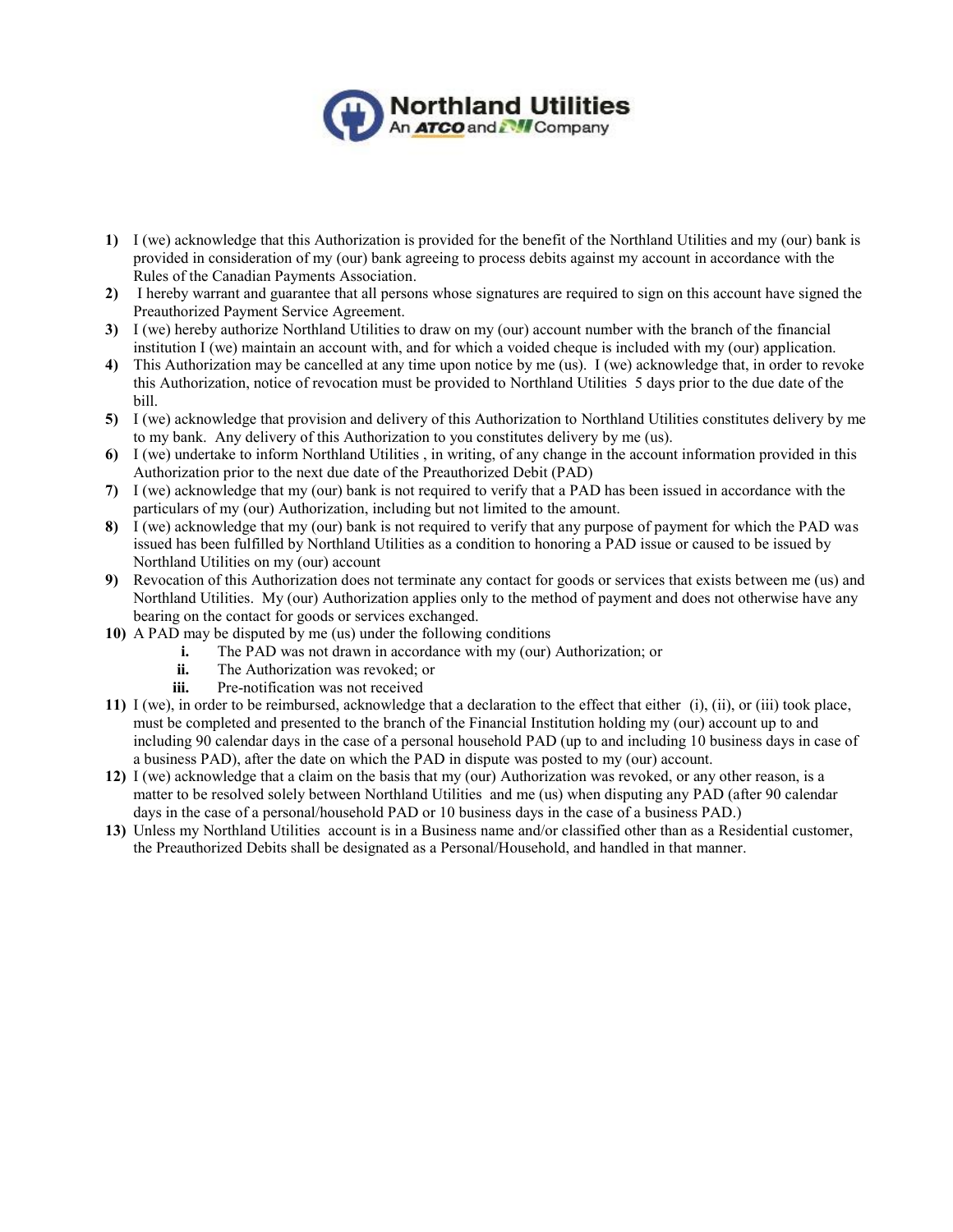Northland Utilities
An ATCO and NWT Company

1) I (we) acknowledge that this Authorization is provided for the benefit of the Northland Utilities and my (our) bank is provided in consideration of my (our) bank agreeing to process debits against my account in accordance with the Rules of the Canadian Payments Association.
2) I hereby warrant and guarantee that all persons whose signatures are required to sign on this account have signed the Preauthorized Payment Service Agreement.
3) I (we) hereby authorize Northland Utilities to draw on my (our) account number with the branch of the financial institution I (we) maintain an account with, and for which a voided cheque is included with my (our) application.
4) This Authorization may be cancelled at any time upon notice by me (us). I (we) acknowledge that, in order to revoke this Authorization, notice of revocation must be provided to Northland Utilities 5 days prior to the due date of the bill.
5) I (we) acknowledge that provision and delivery of this Authorization to Northland Utilities constitutes delivery by me to my bank. Any delivery of this Authorization to you constitutes delivery by me (us).
6) I (we) undertake to inform Northland Utilities , in writing, of any change in the account information provided in this Authorization prior to the next due date of the Preauthorized Debit (PAD)
7) I (we) acknowledge that my (our) bank is not required to verify that a PAD has been issued in accordance with the particulars of my (our) Authorization, including but not limited to the amount.
8) I (we) acknowledge that my (our) bank is not required to verify that any purpose of payment for which the PAD was issued has been fulfilled by Northland Utilities as a condition to honoring a PAD issue or caused to be issued by Northland Utilities on my (our) account
9) Revocation of this Authorization does not terminate any contact for goods or services that exists between me (us) and Northland Utilities. My (our) Authorization applies only to the method of payment and does not otherwise have any bearing on the contact for goods or services exchanged.
10) A PAD may be disputed by me (us) under the following conditions
    i. The PAD was not drawn in accordance with my (our) Authorization; or
    ii. The Authorization was revoked; or
    iii. Pre-notification was not received
11) I (we), in order to be reimbursed, acknowledge that a declaration to the effect that either (i), (ii), or (iii) took place, must be completed and presented to the branch of the Financial Institution holding my (our) account up to and including 90 calendar days in the case of a personal household PAD (up to and including 10 business days in case of a business PAD), after the date on which the PAD in dispute was posted to my (our) account.
12) I (we) acknowledge that a claim on the basis that my (our) Authorization was revoked, or any other reason, is a matter to be resolved solely between Northland Utilities and me (us) when disputing any PAD (after 90 calendar days in the case of a personal/household PAD or 10 business days in the case of a business PAD.)
13) Unless my Northland Utilities account is in a Business name and/or classified other than as a Residential customer, the Preauthorized Debits shall be designated as a Personal/Household, and handled in that manner.